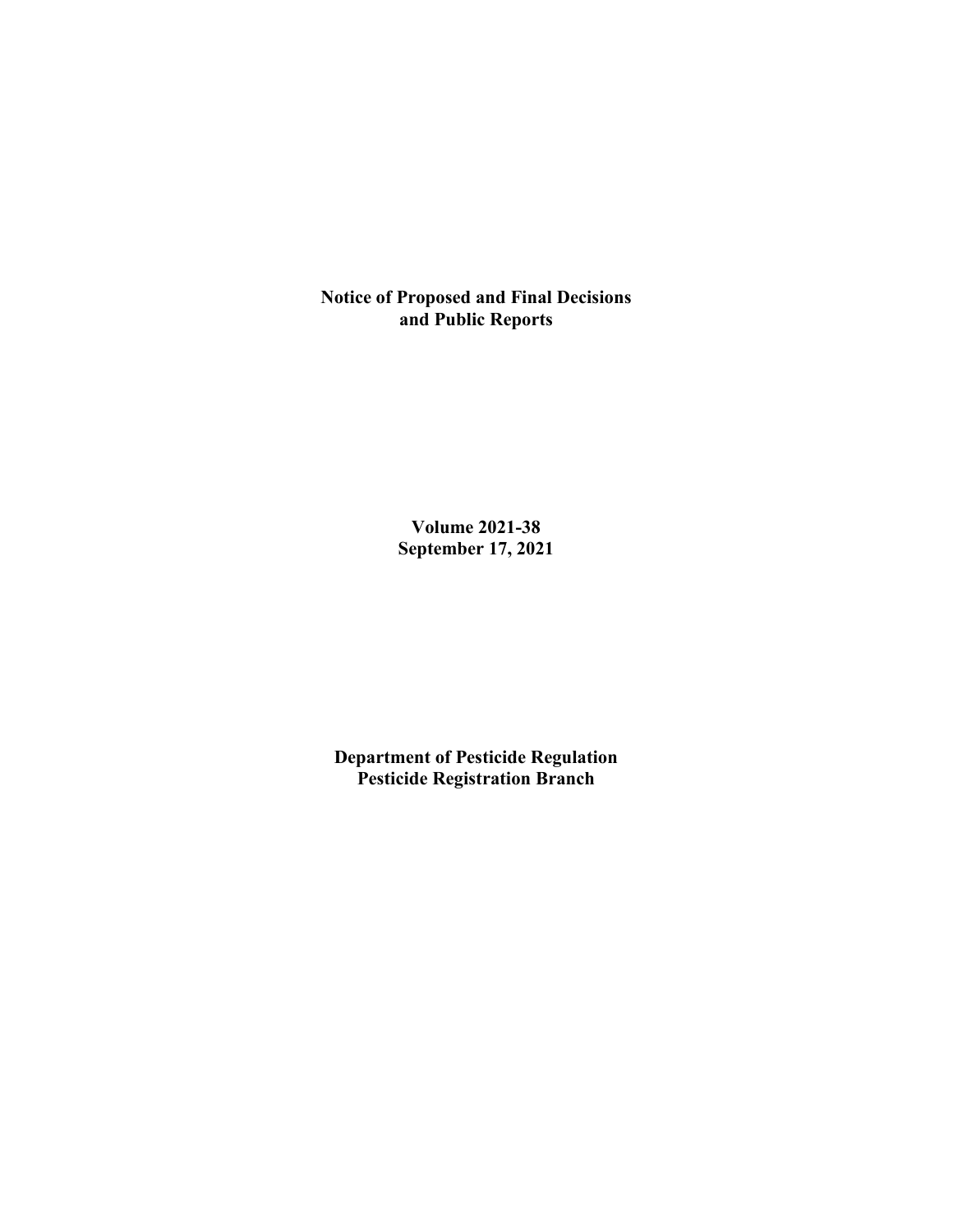# Notice of Proposed and Final Decisions and Public Reports

**Volume 2021-38**
**September 17, 2021**

**Department of Pesticide Regulation**
**Pesticide Registration Branch**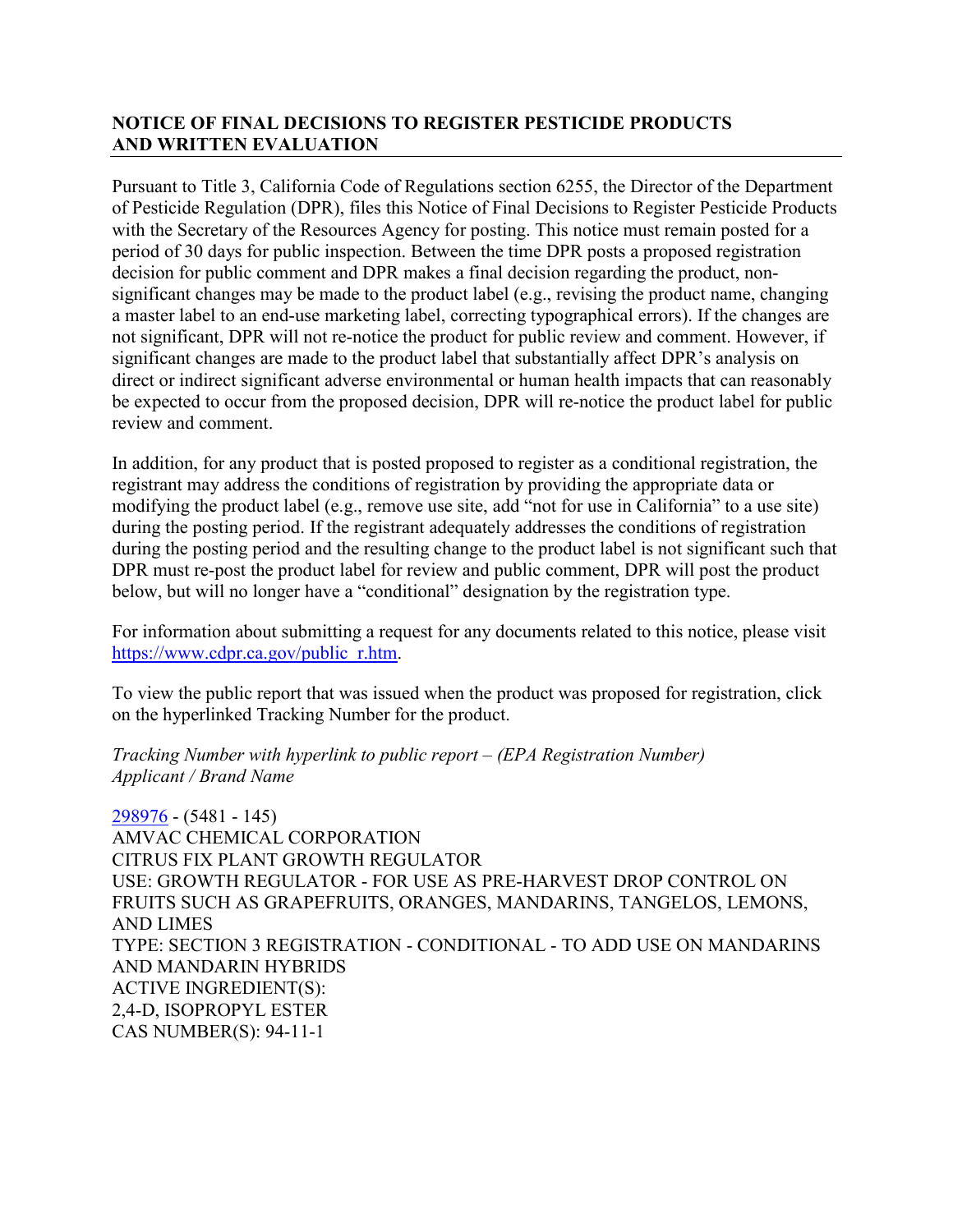## NOTICE OF FINAL DECISIONS TO REGISTER PESTICIDE PRODUCTS AND WRITTEN EVALUATION

Pursuant to Title 3, California Code of Regulations section 6255, the Director of the Department of Pesticide Regulation (DPR), files this Notice of Final Decisions to Register Pesticide Products with the Secretary of the Resources Agency for posting. This notice must remain posted for a period of 30 days for public inspection. Between the time DPR posts a proposed registration decision for public comment and DPR makes a final decision regarding the product, non-significant changes may be made to the product label (e.g., revising the product name, changing a master label to an end-use marketing label, correcting typographical errors). If the changes are not significant, DPR will not re-notice the product for public review and comment. However, if significant changes are made to the product label that substantially affect DPR's analysis on direct or indirect significant adverse environmental or human health impacts that can reasonably be expected to occur from the proposed decision, DPR will re-notice the product label for public review and comment.

In addition, for any product that is posted proposed to register as a conditional registration, the registrant may address the conditions of registration by providing the appropriate data or modifying the product label (e.g., remove use site, add "not for use in California" to a use site) during the posting period. If the registrant adequately addresses the conditions of registration during the posting period and the resulting change to the product label is not significant such that DPR must re-post the product label for review and public comment, DPR will post the product below, but will no longer have a "conditional" designation by the registration type.

For information about submitting a request for any documents related to this notice, please visit https://www.cdpr.ca.gov/public_r.htm.

To view the public report that was issued when the product was proposed for registration, click on the hyperlinked Tracking Number for the product.

*Tracking Number with hyperlink to public report – (EPA Registration Number)*
*Applicant / Brand Name*

298976 - (5481 - 145)
AMVAC CHEMICAL CORPORATION
CITRUS FIX PLANT GROWTH REGULATOR
USE: GROWTH REGULATOR - FOR USE AS PRE-HARVEST DROP CONTROL ON FRUITS SUCH AS GRAPEFRUITS, ORANGES, MANDARINS, TANGELOS, LEMONS, AND LIMES
TYPE: SECTION 3 REGISTRATION - CONDITIONAL - TO ADD USE ON MANDARINS AND MANDARIN HYBRIDS
ACTIVE INGREDIENT(S):
2,4-D, ISOPROPYL ESTER
CAS NUMBER(S): 94-11-1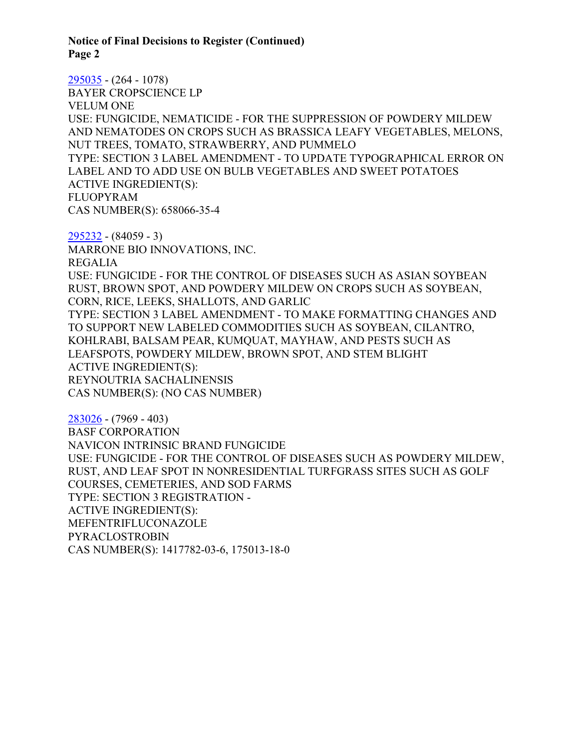**Notice of Final Decisions to Register (Continued)**
**Page 2**

295035 - (264 - 1078)
BAYER CROPSCIENCE LP
VELUM ONE
USE: FUNGICIDE, NEMATICIDE - FOR THE SUPPRESSION OF POWDERY MILDEW AND NEMATODES ON CROPS SUCH AS BRASSICA LEAFY VEGETABLES, MELONS, NUT TREES, TOMATO, STRAWBERRY, AND PUMMELO
TYPE: SECTION 3 LABEL AMENDMENT - TO UPDATE TYPOGRAPHICAL ERROR ON LABEL AND TO ADD USE ON BULB VEGETABLES AND SWEET POTATOES
ACTIVE INGREDIENT(S):
FLUOPYRAM
CAS NUMBER(S): 658066-35-4

295232 - (84059 - 3)
MARRONE BIO INNOVATIONS, INC.
REGALIA
USE: FUNGICIDE - FOR THE CONTROL OF DISEASES SUCH AS ASIAN SOYBEAN RUST, BROWN SPOT, AND POWDERY MILDEW ON CROPS SUCH AS SOYBEAN, CORN, RICE, LEEKS, SHALLOTS, AND GARLIC
TYPE: SECTION 3 LABEL AMENDMENT - TO MAKE FORMATTING CHANGES AND TO SUPPORT NEW LABELED COMMODITIES SUCH AS SOYBEAN, CILANTRO, KOHLRABI, BALSAM PEAR, KUMQUAT, MAYHAW, AND PESTS SUCH AS LEAFSPOTS, POWDERY MILDEW, BROWN SPOT, AND STEM BLIGHT
ACTIVE INGREDIENT(S):
REYNOUTRIA SACHALINENSIS
CAS NUMBER(S): (NO CAS NUMBER)

283026 - (7969 - 403)
BASF CORPORATION
NAVICON INTRINSIC BRAND FUNGICIDE
USE: FUNGICIDE - FOR THE CONTROL OF DISEASES SUCH AS POWDERY MILDEW, RUST, AND LEAF SPOT IN NONRESIDENTIAL TURFGRASS SITES SUCH AS GOLF COURSES, CEMETERIES, AND SOD FARMS
TYPE: SECTION 3 REGISTRATION -
ACTIVE INGREDIENT(S):
MEFENTRIFLUCONAZOLE
PYRACLOSTROBIN
CAS NUMBER(S): 1417782-03-6, 175013-18-0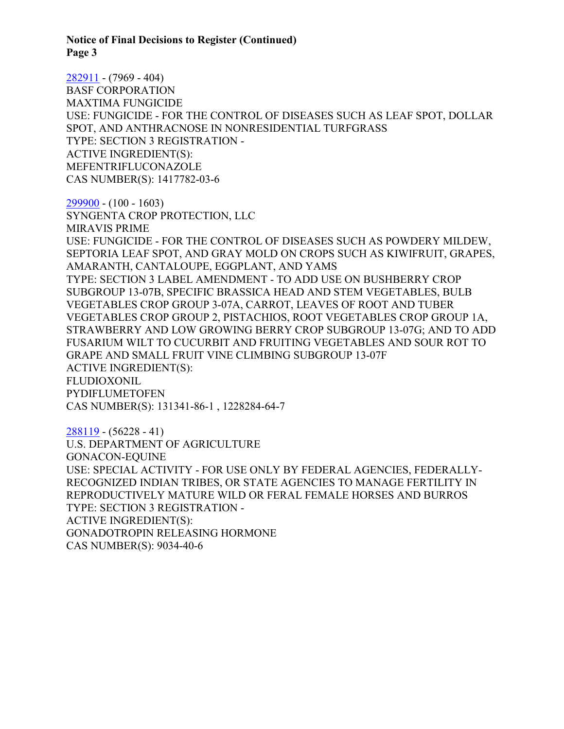282911 - (7969 - 404)
BASF CORPORATION
MAXTIMA FUNGICIDE
USE: FUNGICIDE - FOR THE CONTROL OF DISEASES SUCH AS LEAF SPOT, DOLLAR SPOT, AND ANTHRACNOSE IN NONRESIDENTIAL TURFGRASS
TYPE: SECTION 3 REGISTRATION -
ACTIVE INGREDIENT(S):
MEFENTRIFLUCONAZOLE
CAS NUMBER(S): 1417782-03-6

299900 - (100 - 1603)
SYNGENTA CROP PROTECTION, LLC
MIRAVIS PRIME
USE: FUNGICIDE - FOR THE CONTROL OF DISEASES SUCH AS POWDERY MILDEW, SEPTORIA LEAF SPOT, AND GRAY MOLD ON CROPS SUCH AS KIWIFRUIT, GRAPES, AMARANTH, CANTALOUPE, EGGPLANT, AND YAMS
TYPE: SECTION 3 LABEL AMENDMENT - TO ADD USE ON BUSHBERRY CROP SUBGROUP 13-07B, SPECIFIC BRASSICA HEAD AND STEM VEGETABLES, BULB VEGETABLES CROP GROUP 3-07A, CARROT, LEAVES OF ROOT AND TUBER VEGETABLES CROP GROUP 2, PISTACHIOS, ROOT VEGETABLES CROP GROUP 1A, STRAWBERRY AND LOW GROWING BERRY CROP SUBGROUP 13-07G; AND TO ADD FUSARIUM WILT TO CUCURBIT AND FRUITING VEGETABLES AND SOUR ROT TO GRAPE AND SMALL FRUIT VINE CLIMBING SUBGROUP 13-07F
ACTIVE INGREDIENT(S):
FLUDIOXONIL
PYDIFLUMETOFEN
CAS NUMBER(S): 131341-86-1 , 1228284-64-7

288119 - (56228 - 41)
U.S. DEPARTMENT OF AGRICULTURE
GONACON-EQUINE
USE: SPECIAL ACTIVITY - FOR USE ONLY BY FEDERAL AGENCIES, FEDERALLY-RECOGNIZED INDIAN TRIBES, OR STATE AGENCIES TO MANAGE FERTILITY IN REPRODUCTIVELY MATURE WILD OR FERAL FEMALE HORSES AND BURROS
TYPE: SECTION 3 REGISTRATION -
ACTIVE INGREDIENT(S):
GONADOTROPIN RELEASING HORMONE
CAS NUMBER(S): 9034-40-6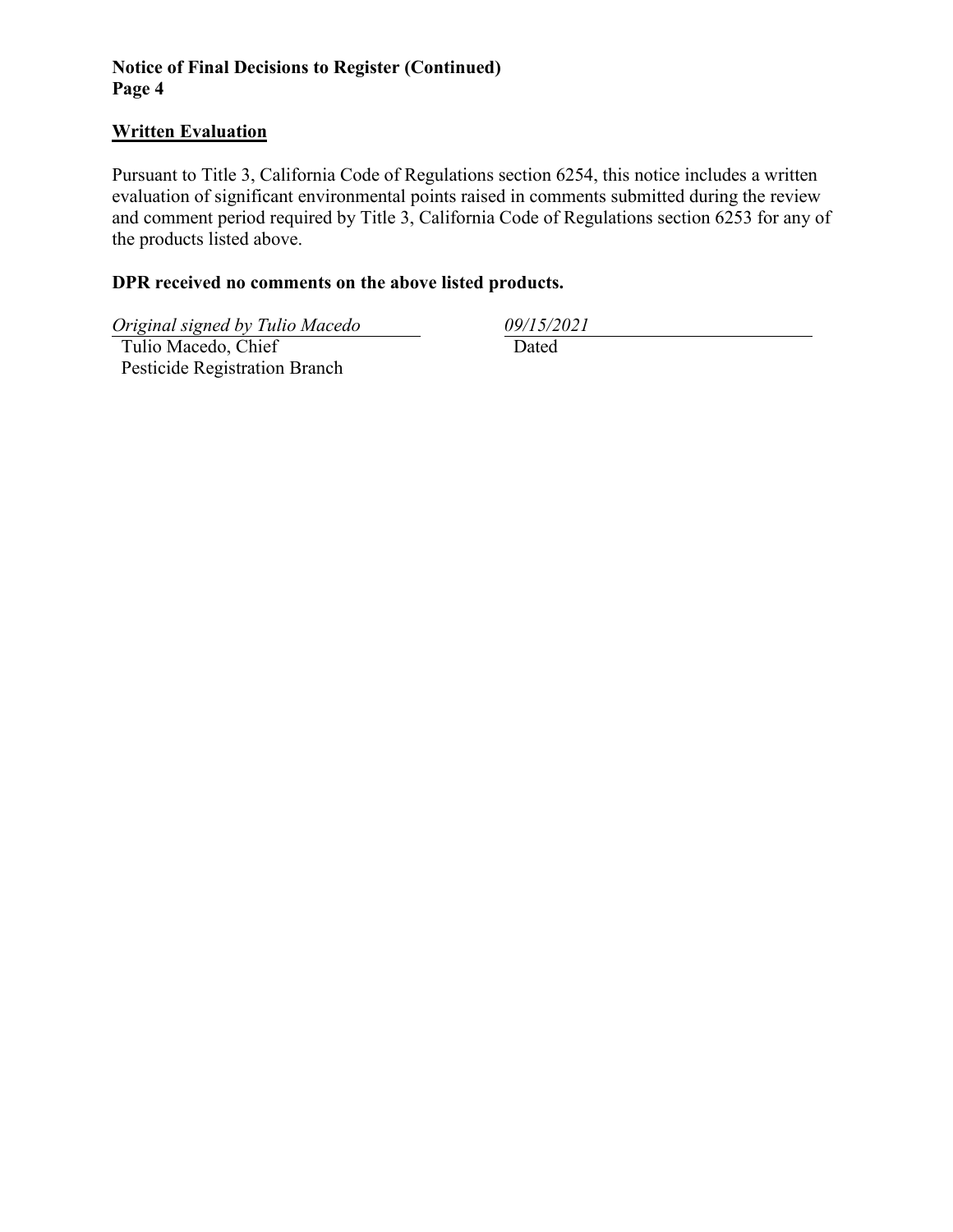**Notice of Final Decisions to Register (Continued)**
**Page 4**

## Written Evaluation

Pursuant to Title 3, California Code of Regulations section 6254, this notice includes a written evaluation of significant environmental points raised in comments submitted during the review and comment period required by Title 3, California Code of Regulations section 6253 for any of the products listed above.

**DPR received no comments on the above listed products.**

*Original signed by Tulio Macedo*
Tulio Macedo, Chief
Pesticide Registration Branch

*09/15/2021*
Dated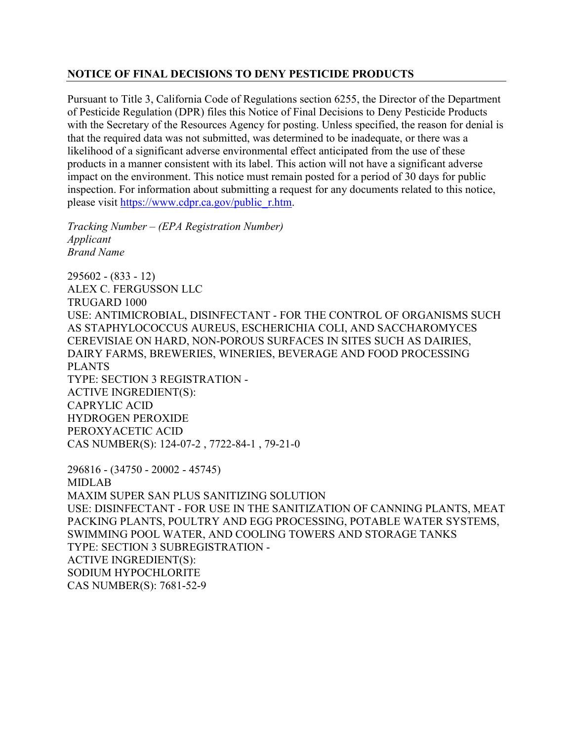## NOTICE OF FINAL DECISIONS TO DENY PESTICIDE PRODUCTS

Pursuant to Title 3, California Code of Regulations section 6255, the Director of the Department of Pesticide Regulation (DPR) files this Notice of Final Decisions to Deny Pesticide Products with the Secretary of the Resources Agency for posting. Unless specified, the reason for denial is that the required data was not submitted, was determined to be inadequate, or there was a likelihood of a significant adverse environmental effect anticipated from the use of these products in a manner consistent with its label. This action will not have a significant adverse impact on the environment. This notice must remain posted for a period of 30 days for public inspection. For information about submitting a request for any documents related to this notice, please visit https://www.cdpr.ca.gov/public_r.htm.

*Tracking Number – (EPA Registration Number)*
*Applicant*
*Brand Name*

295602 - (833 - 12)
ALEX C. FERGUSSON LLC
TRUGARD 1000
USE: ANTIMICROBIAL, DISINFECTANT - FOR THE CONTROL OF ORGANISMS SUCH AS STAPHYLOCOCCUS AUREUS, ESCHERICHIA COLI, AND SACCHAROMYCES CEREVISIAE ON HARD, NON-POROUS SURFACES IN SITES SUCH AS DAIRIES, DAIRY FARMS, BREWERIES, WINERIES, BEVERAGE AND FOOD PROCESSING PLANTS
TYPE: SECTION 3 REGISTRATION -
ACTIVE INGREDIENT(S):
CAPRYLIC ACID
HYDROGEN PEROXIDE
PEROXYACETIC ACID
CAS NUMBER(S): 124-07-2 , 7722-84-1 , 79-21-0

296816 - (34750 - 20002 - 45745)
MIDLAB
MAXIM SUPER SAN PLUS SANITIZING SOLUTION
USE: DISINFECTANT - FOR USE IN THE SANITIZATION OF CANNING PLANTS, MEAT PACKING PLANTS, POULTRY AND EGG PROCESSING, POTABLE WATER SYSTEMS, SWIMMING POOL WATER, AND COOLING TOWERS AND STORAGE TANKS
TYPE: SECTION 3 SUBREGISTRATION -
ACTIVE INGREDIENT(S):
SODIUM HYPOCHLORITE
CAS NUMBER(S): 7681-52-9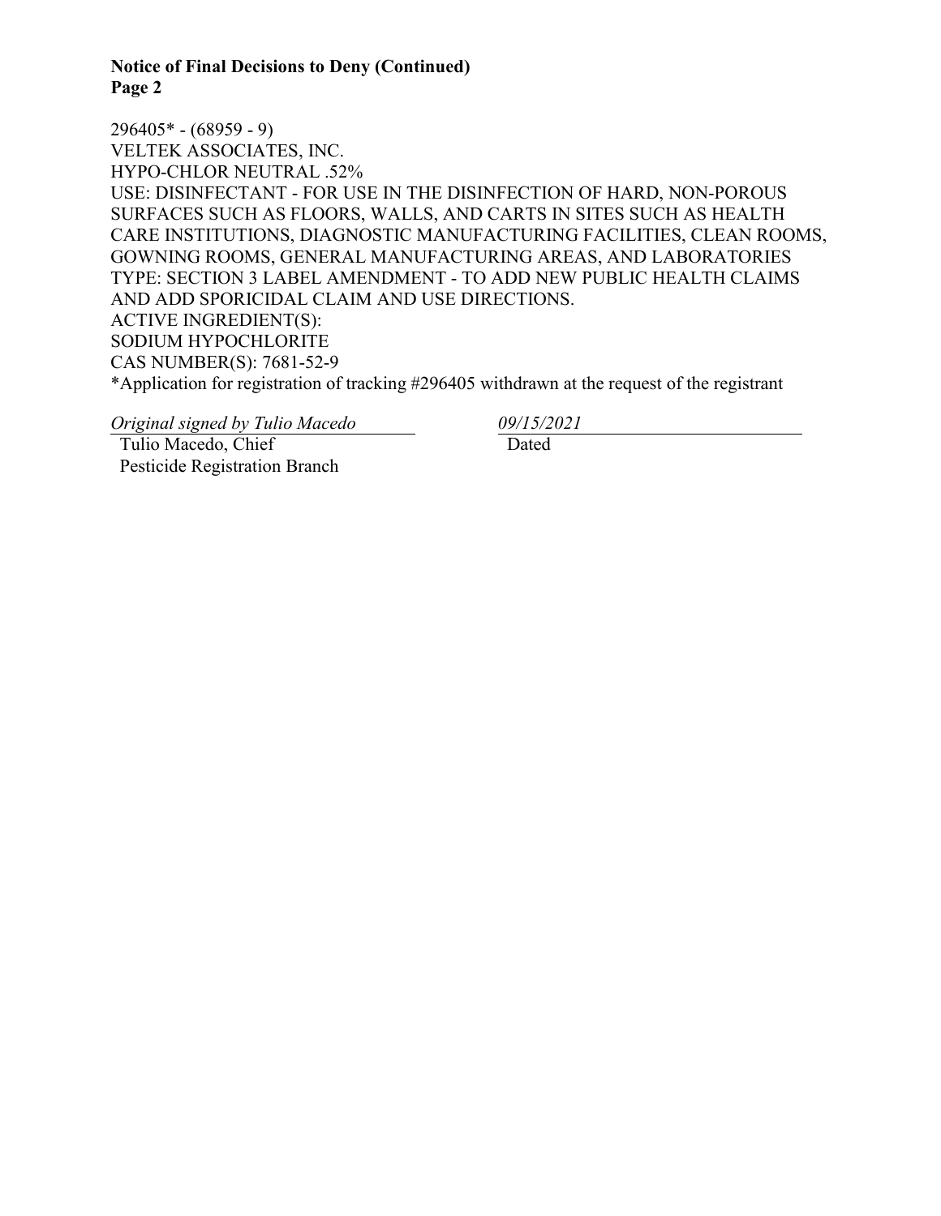**Notice of Final Decisions to Deny (Continued)**
**Page 2**

296405* - (68959 - 9)
VELTEK ASSOCIATES, INC.
HYPO-CHLOR NEUTRAL .52%
USE: DISINFECTANT - FOR USE IN THE DISINFECTION OF HARD, NON-POROUS SURFACES SUCH AS FLOORS, WALLS, AND CARTS IN SITES SUCH AS HEALTH CARE INSTITUTIONS, DIAGNOSTIC MANUFACTURING FACILITIES, CLEAN ROOMS, GOWNING ROOMS, GENERAL MANUFACTURING AREAS, AND LABORATORIES
TYPE: SECTION 3 LABEL AMENDMENT - TO ADD NEW PUBLIC HEALTH CLAIMS AND ADD SPORICIDAL CLAIM AND USE DIRECTIONS.
ACTIVE INGREDIENT(S):
SODIUM HYPOCHLORITE
CAS NUMBER(S): 7681-52-9
*Application for registration of tracking #296405 withdrawn at the request of the registrant

*Original signed by Tulio Macedo* | *09/15/2021*
Tulio Macedo, Chief | Dated
Pesticide Registration Branch